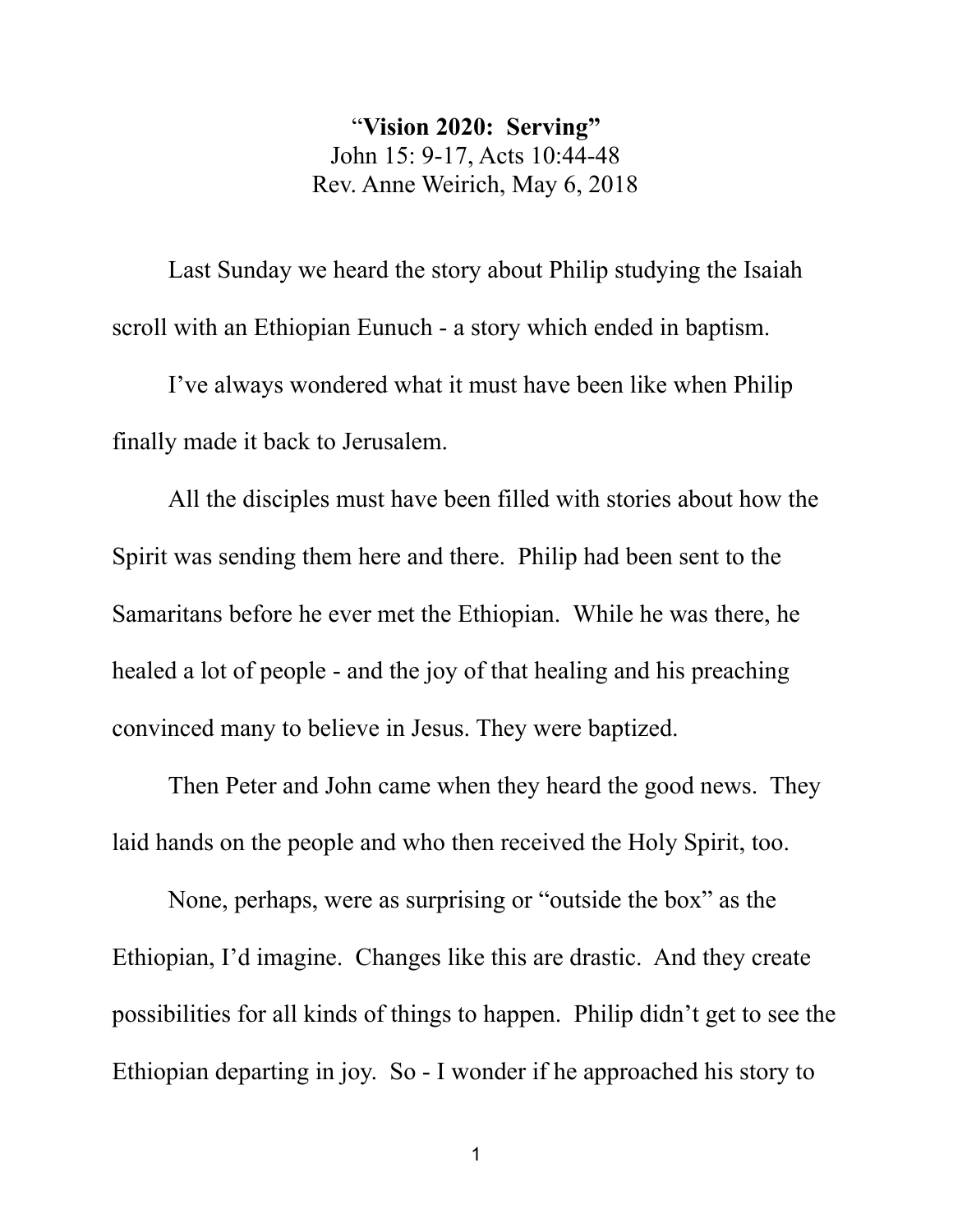# "**Vision 2020: Serving**"

John 15: 9-17, Acts 10:44-48
Rev. Anne Weirich, May 6, 2018

Last Sunday we heard the story about Philip studying the Isaiah scroll with an Ethiopian Eunuch - a story which ended in baptism.

I've always wondered what it must have been like when Philip finally made it back to Jerusalem.

All the disciples must have been filled with stories about how the Spirit was sending them here and there. Philip had been sent to the Samaritans before he ever met the Ethiopian. While he was there, he healed a lot of people - and the joy of that healing and his preaching convinced many to believe in Jesus. They were baptized.

Then Peter and John came when they heard the good news. They laid hands on the people and who then received the Holy Spirit, too.

None, perhaps, were as surprising or "outside the box" as the Ethiopian, I'd imagine. Changes like this are drastic. And they create possibilities for all kinds of things to happen. Philip didn't get to see the Ethiopian departing in joy. So - I wonder if he approached his story to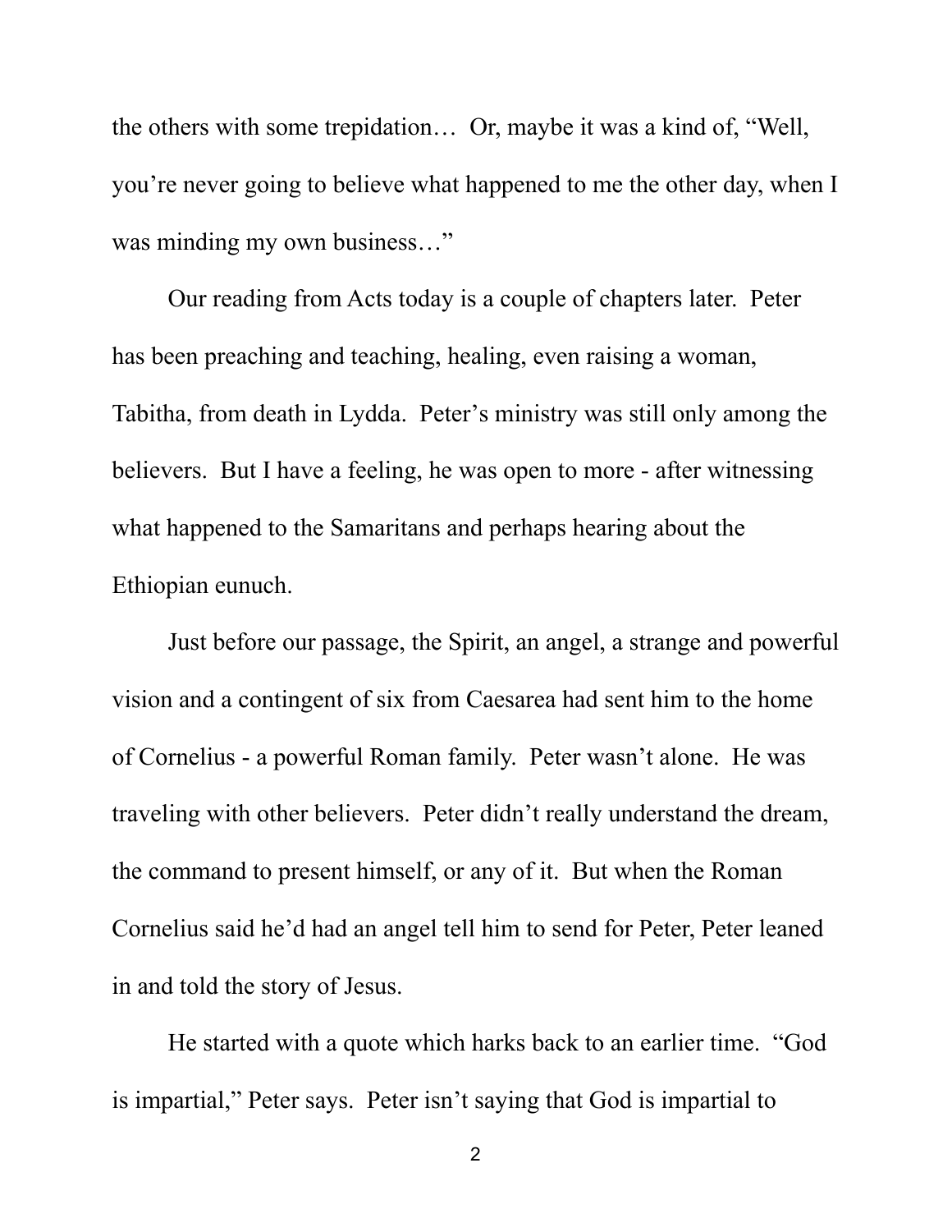the others with some trepidation… Or, maybe it was a kind of, "Well, you're never going to believe what happened to me the other day, when I was minding my own business…"

Our reading from Acts today is a couple of chapters later. Peter has been preaching and teaching, healing, even raising a woman, Tabitha, from death in Lydda. Peter's ministry was still only among the believers. But I have a feeling, he was open to more - after witnessing what happened to the Samaritans and perhaps hearing about the Ethiopian eunuch.

Just before our passage, the Spirit, an angel, a strange and powerful vision and a contingent of six from Caesarea had sent him to the home of Cornelius - a powerful Roman family. Peter wasn't alone. He was traveling with other believers. Peter didn't really understand the dream, the command to present himself, or any of it. But when the Roman Cornelius said he'd had an angel tell him to send for Peter, Peter leaned in and told the story of Jesus.

He started with a quote which harks back to an earlier time. "God is impartial," Peter says. Peter isn't saying that God is impartial to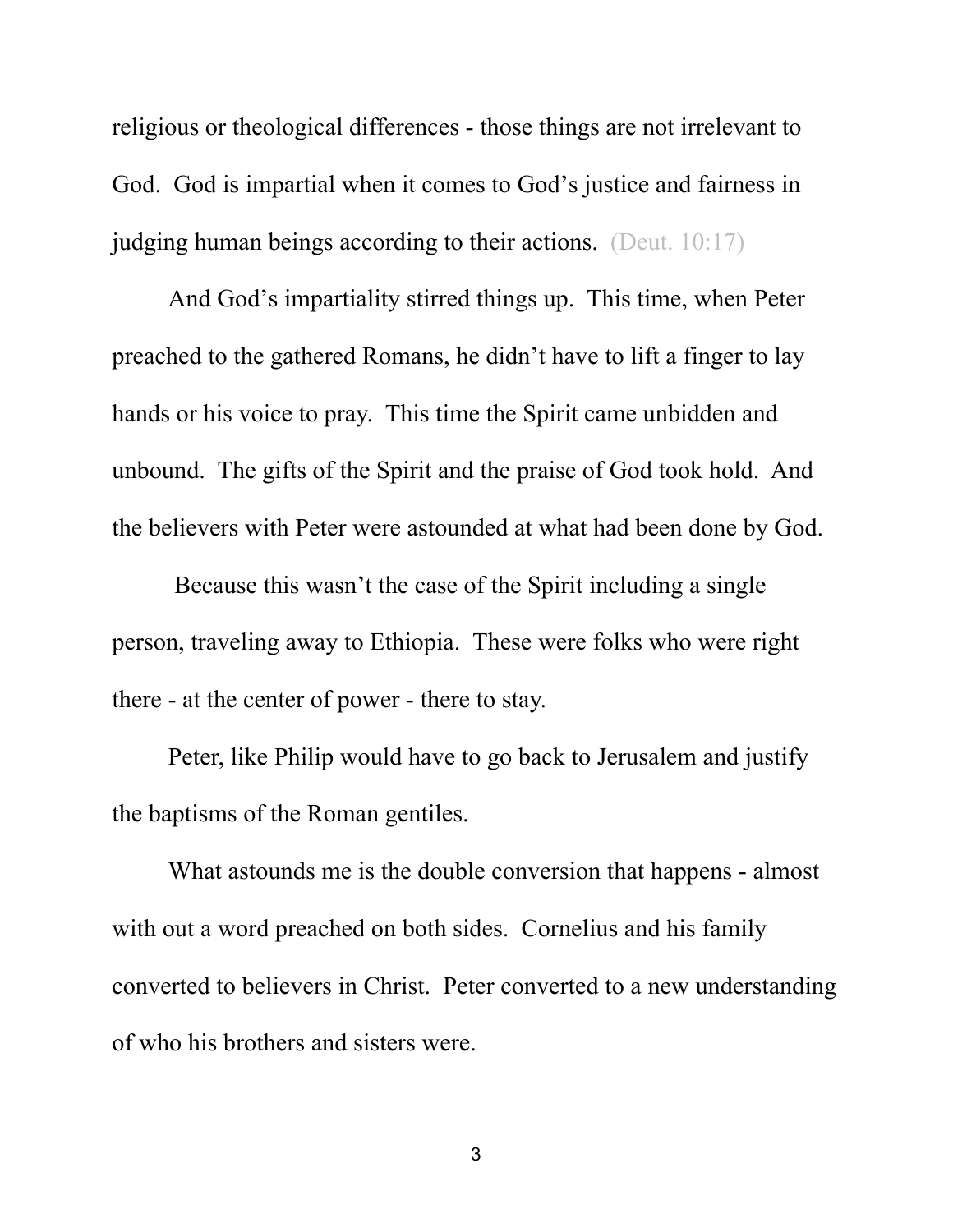religious or theological differences - those things are not irrelevant to God. God is impartial when it comes to God's justice and fairness in judging human beings according to their actions. (Deut. 10:17)

And God's impartiality stirred things up. This time, when Peter preached to the gathered Romans, he didn't have to lift a finger to lay hands or his voice to pray. This time the Spirit came unbidden and unbound. The gifts of the Spirit and the praise of God took hold. And the believers with Peter were astounded at what had been done by God.

Because this wasn't the case of the Spirit including a single person, traveling away to Ethiopia. These were folks who were right there - at the center of power - there to stay.

Peter, like Philip would have to go back to Jerusalem and justify the baptisms of the Roman gentiles.

What astounds me is the double conversion that happens - almost with out a word preached on both sides. Cornelius and his family converted to believers in Christ. Peter converted to a new understanding of who his brothers and sisters were.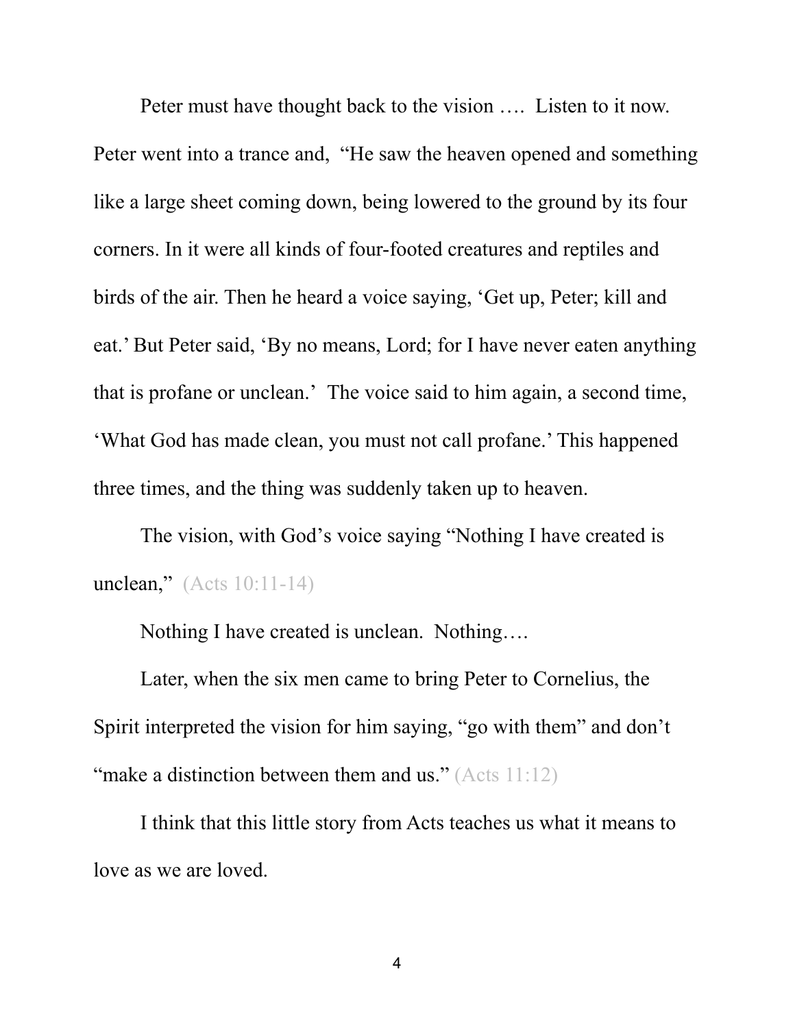Peter must have thought back to the vision …. Listen to it now. Peter went into a trance and, "He saw the heaven opened and something like a large sheet coming down, being lowered to the ground by its four corners. In it were all kinds of four-footed creatures and reptiles and birds of the air. Then he heard a voice saying, 'Get up, Peter; kill and eat.' But Peter said, 'By no means, Lord; for I have never eaten anything that is profane or unclean.' The voice said to him again, a second time, 'What God has made clean, you must not call profane.' This happened three times, and the thing was suddenly taken up to heaven.

The vision, with God's voice saying "Nothing I have created is unclean," (Acts 10:11-14)

Nothing I have created is unclean. Nothing….

Later, when the six men came to bring Peter to Cornelius, the Spirit interpreted the vision for him saying, "go with them" and don't "make a distinction between them and us." (Acts 11:12)

I think that this little story from Acts teaches us what it means to love as we are loved.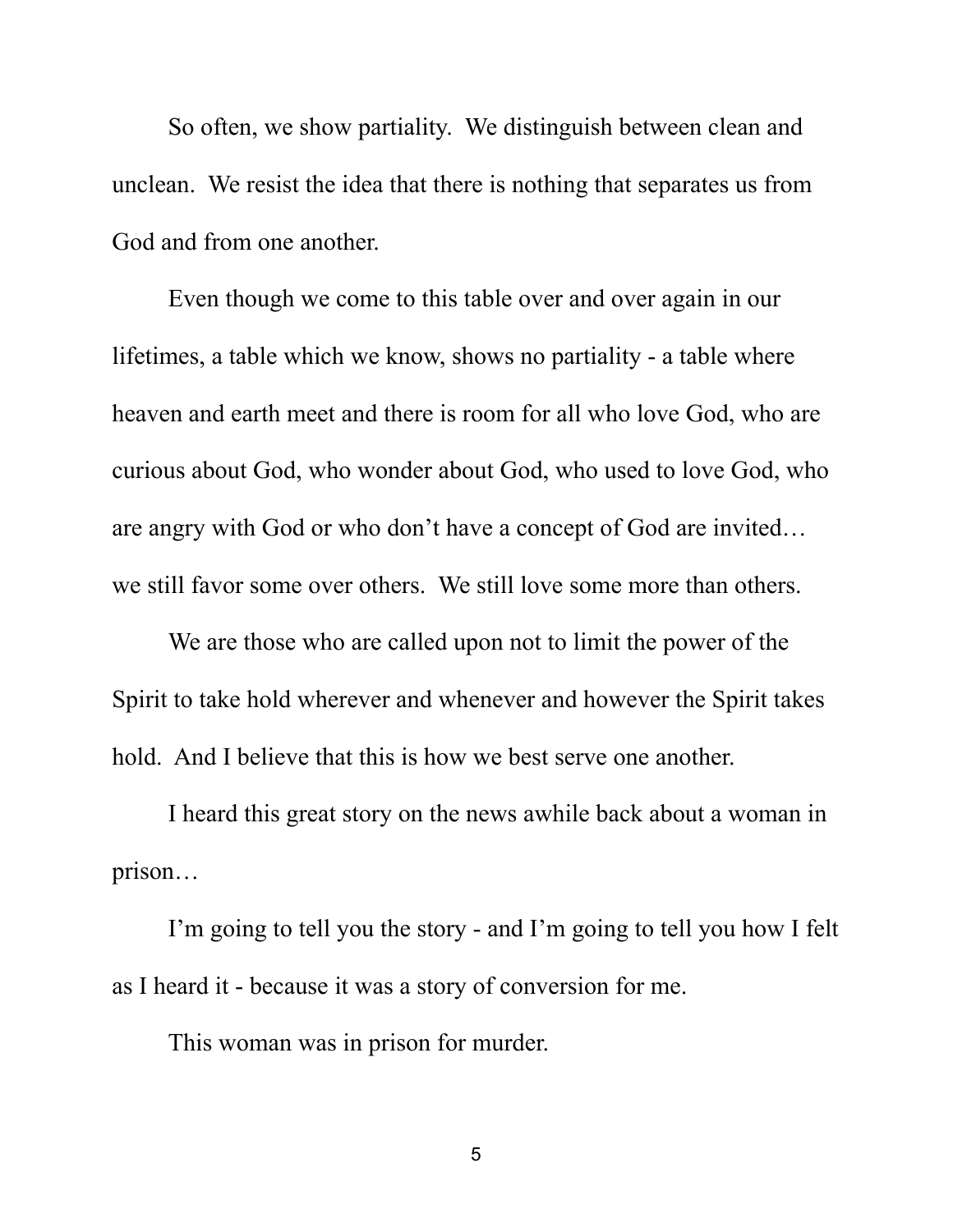So often, we show partiality. We distinguish between clean and unclean. We resist the idea that there is nothing that separates us from God and from one another.

Even though we come to this table over and over again in our lifetimes, a table which we know, shows no partiality - a table where heaven and earth meet and there is room for all who love God, who are curious about God, who wonder about God, who used to love God, who are angry with God or who don't have a concept of God are invited… we still favor some over others. We still love some more than others.

We are those who are called upon not to limit the power of the Spirit to take hold wherever and whenever and however the Spirit takes hold. And I believe that this is how we best serve one another.

I heard this great story on the news awhile back about a woman in prison…

I'm going to tell you the story - and I'm going to tell you how I felt as I heard it - because it was a story of conversion for me.

This woman was in prison for murder.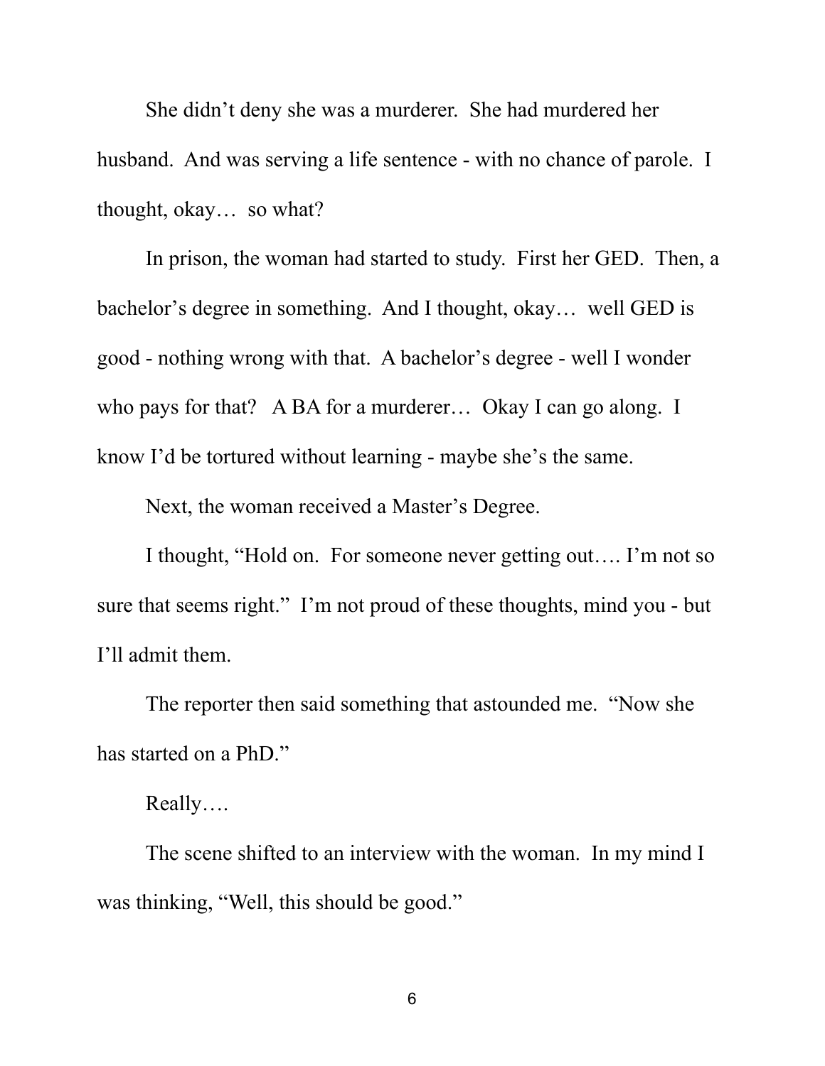She didn't deny she was a murderer.  She had murdered her husband.  And was serving a life sentence - with no chance of parole.  I thought, okay…  so what?

In prison, the woman had started to study.  First her GED.  Then, a bachelor's degree in something.  And I thought, okay…  well GED is good - nothing wrong with that.  A bachelor's degree - well I wonder who pays for that?   A BA for a murderer…  Okay I can go along.  I know I'd be tortured without learning - maybe she's the same.

Next, the woman received a Master's Degree.

I thought, "Hold on.  For someone never getting out…. I'm not so sure that seems right."  I'm not proud of these thoughts, mind you - but I'll admit them.

The reporter then said something that astounded me.  "Now she has started on a PhD."

Really….

The scene shifted to an interview with the woman.  In my mind I was thinking, "Well, this should be good."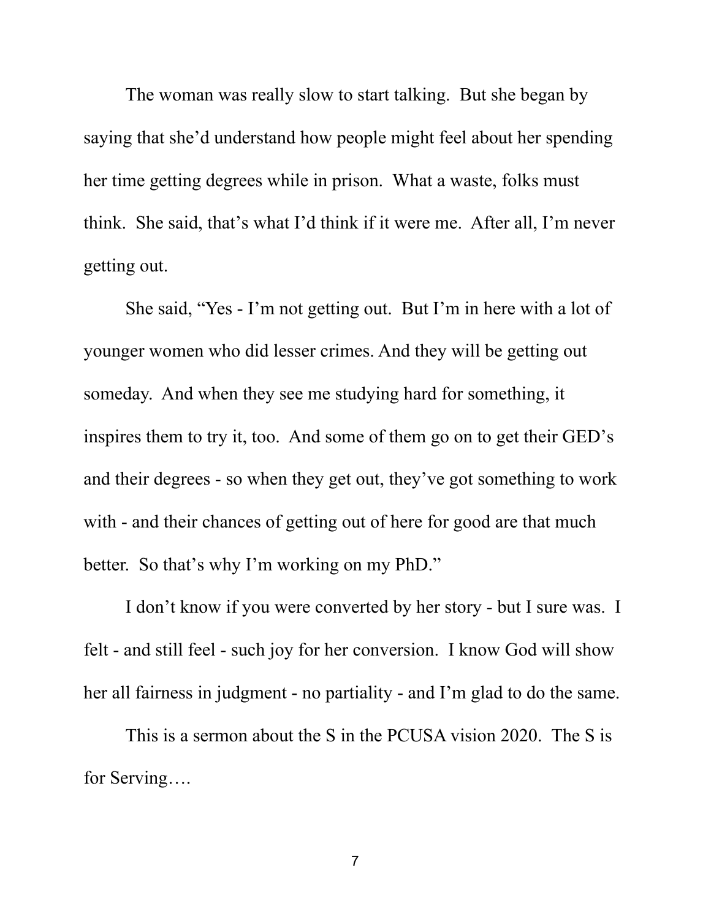The woman was really slow to start talking. But she began by saying that she'd understand how people might feel about her spending her time getting degrees while in prison. What a waste, folks must think. She said, that's what I'd think if it were me. After all, I'm never getting out.

She said, "Yes - I'm not getting out. But I'm in here with a lot of younger women who did lesser crimes. And they will be getting out someday. And when they see me studying hard for something, it inspires them to try it, too. And some of them go on to get their GED's and their degrees - so when they get out, they've got something to work with - and their chances of getting out of here for good are that much better. So that's why I'm working on my PhD."

I don't know if you were converted by her story - but I sure was. I felt - and still feel - such joy for her conversion. I know God will show her all fairness in judgment - no partiality - and I'm glad to do the same.

This is a sermon about the S in the PCUSA vision 2020. The S is for Serving….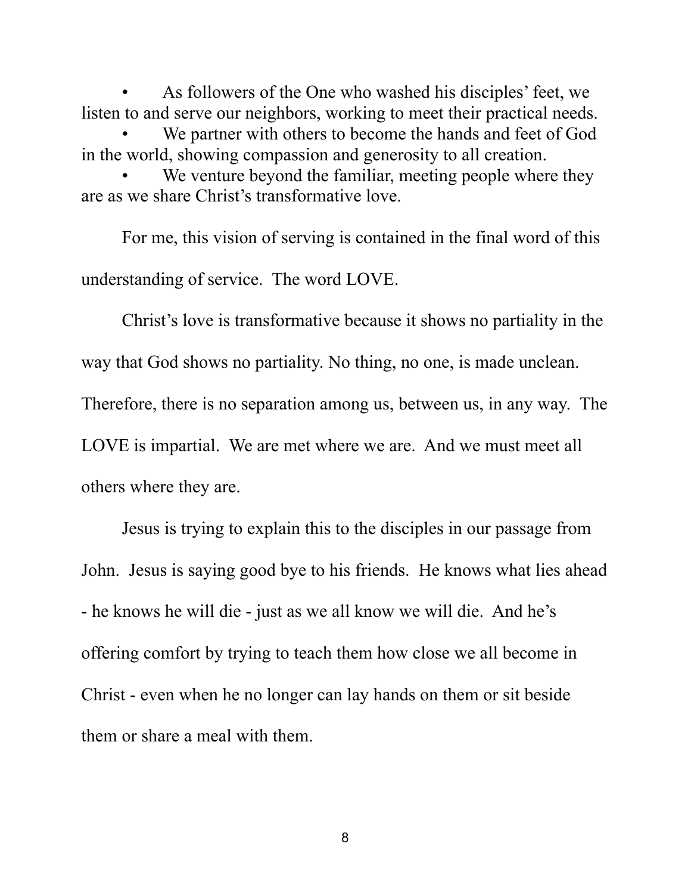- As followers of the One who washed his disciples' feet, we listen to and serve our neighbors, working to meet their practical needs.
- We partner with others to become the hands and feet of God in the world, showing compassion and generosity to all creation.
- We venture beyond the familiar, meeting people where they are as we share Christ's transformative love.

For me, this vision of serving is contained in the final word of this understanding of service. The word LOVE.

Christ's love is transformative because it shows no partiality in the way that God shows no partiality. No thing, no one, is made unclean. Therefore, there is no separation among us, between us, in any way. The LOVE is impartial. We are met where we are. And we must meet all others where they are.

Jesus is trying to explain this to the disciples in our passage from John. Jesus is saying good bye to his friends. He knows what lies ahead - he knows he will die - just as we all know we will die. And he's offering comfort by trying to teach them how close we all become in Christ - even when he no longer can lay hands on them or sit beside them or share a meal with them.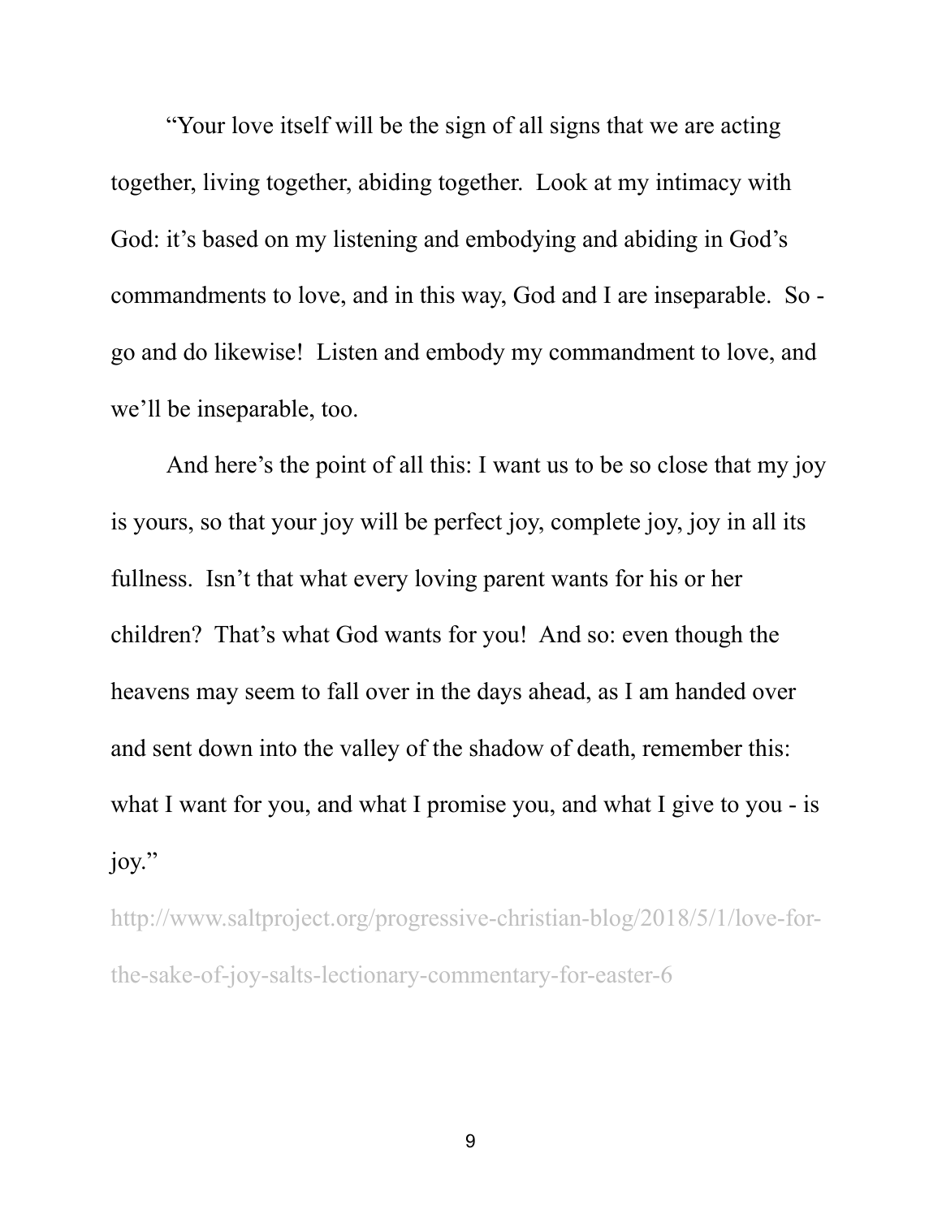"Your love itself will be the sign of all signs that we are acting together, living together, abiding together. Look at my intimacy with God: it's based on my listening and embodying and abiding in God's commandments to love, and in this way, God and I are inseparable. So - go and do likewise! Listen and embody my commandment to love, and we'll be inseparable, too.

And here's the point of all this: I want us to be so close that my joy is yours, so that your joy will be perfect joy, complete joy, joy in all its fullness. Isn't that what every loving parent wants for his or her children? That's what God wants for you! And so: even though the heavens may seem to fall over in the days ahead, as I am handed over and sent down into the valley of the shadow of death, remember this: what I want for you, and what I promise you, and what I give to you - is joy."

http://www.saltproject.org/progressive-christian-blog/2018/5/1/love-for-the-sake-of-joy-salts-lectionary-commentary-for-easter-6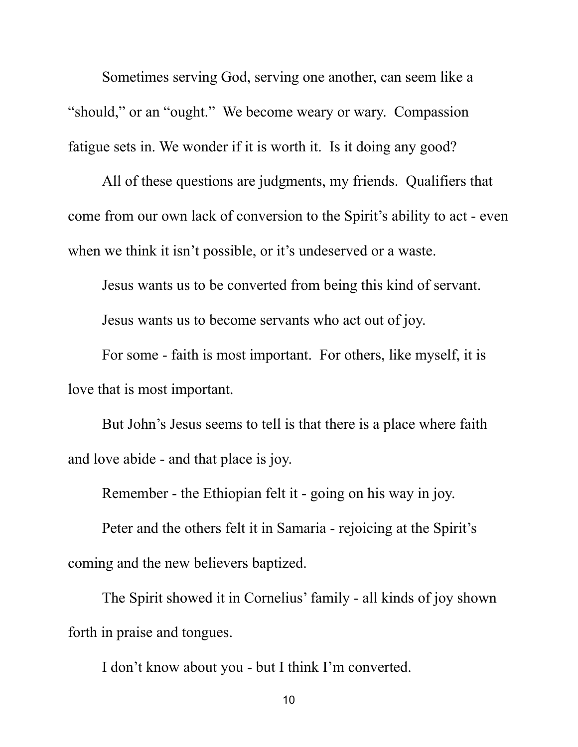Sometimes serving God, serving one another, can seem like a "should," or an "ought." We become weary or wary. Compassion fatigue sets in. We wonder if it is worth it. Is it doing any good?

All of these questions are judgments, my friends. Qualifiers that come from our own lack of conversion to the Spirit's ability to act - even when we think it isn't possible, or it's undeserved or a waste.

Jesus wants us to be converted from being this kind of servant.

Jesus wants us to become servants who act out of joy.

For some - faith is most important. For others, like myself, it is love that is most important.

But John's Jesus seems to tell is that there is a place where faith and love abide - and that place is joy.

Remember - the Ethiopian felt it - going on his way in joy.

Peter and the others felt it in Samaria - rejoicing at the Spirit's coming and the new believers baptized.

The Spirit showed it in Cornelius' family - all kinds of joy shown forth in praise and tongues.

I don't know about you - but I think I'm converted.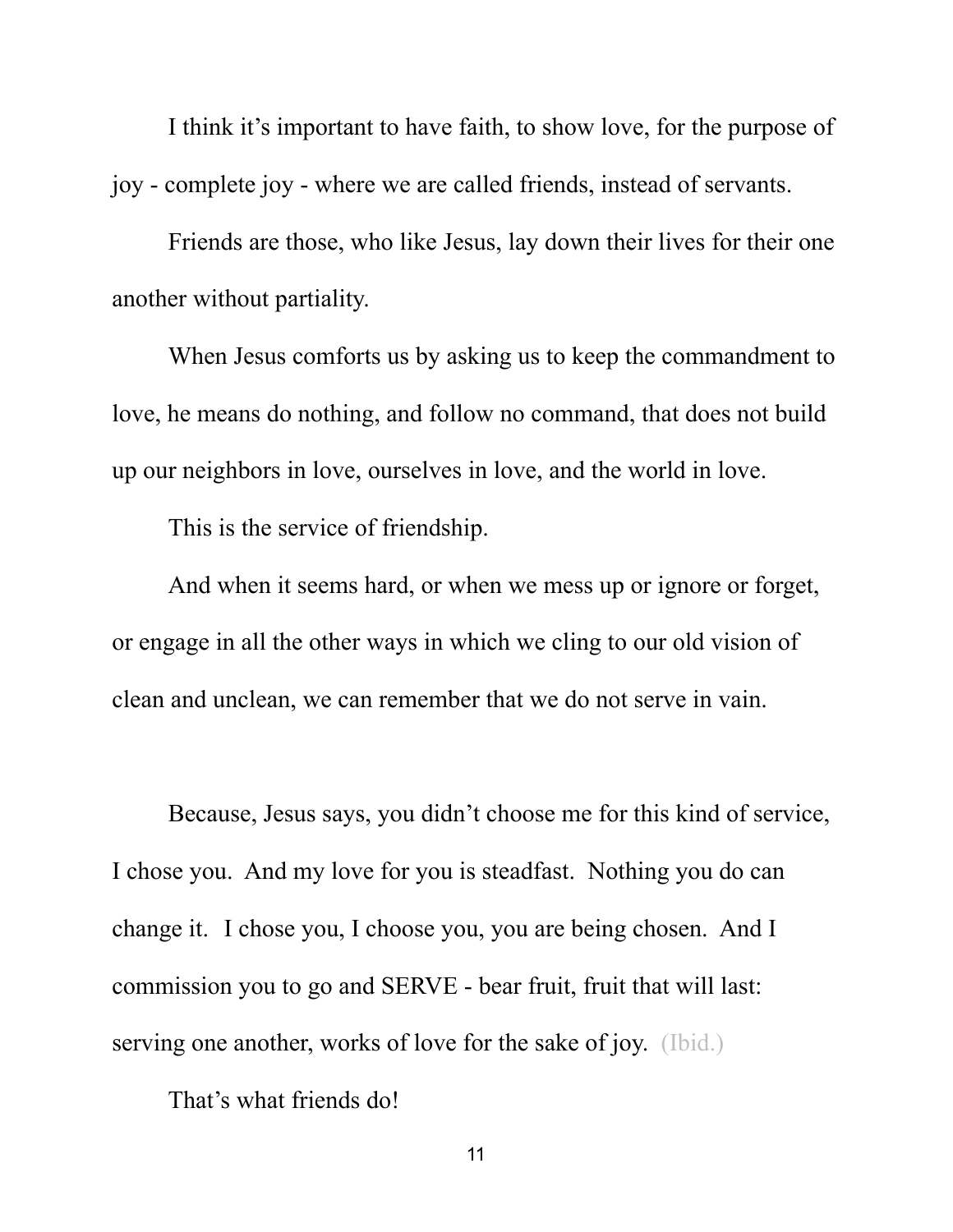I think it's important to have faith, to show love, for the purpose of joy - complete joy - where we are called friends, instead of servants.

Friends are those, who like Jesus, lay down their lives for their one another without partiality.

When Jesus comforts us by asking us to keep the commandment to love, he means do nothing, and follow no command, that does not build up our neighbors in love, ourselves in love, and the world in love.

This is the service of friendship.

And when it seems hard, or when we mess up or ignore or forget, or engage in all the other ways in which we cling to our old vision of clean and unclean, we can remember that we do not serve in vain.

Because, Jesus says, you didn't choose me for this kind of service, I chose you. And my love for you is steadfast. Nothing you do can change it. I chose you, I choose you, you are being chosen. And I commission you to go and SERVE - bear fruit, fruit that will last: serving one another, works of love for the sake of joy. (Ibid.)

That's what friends do!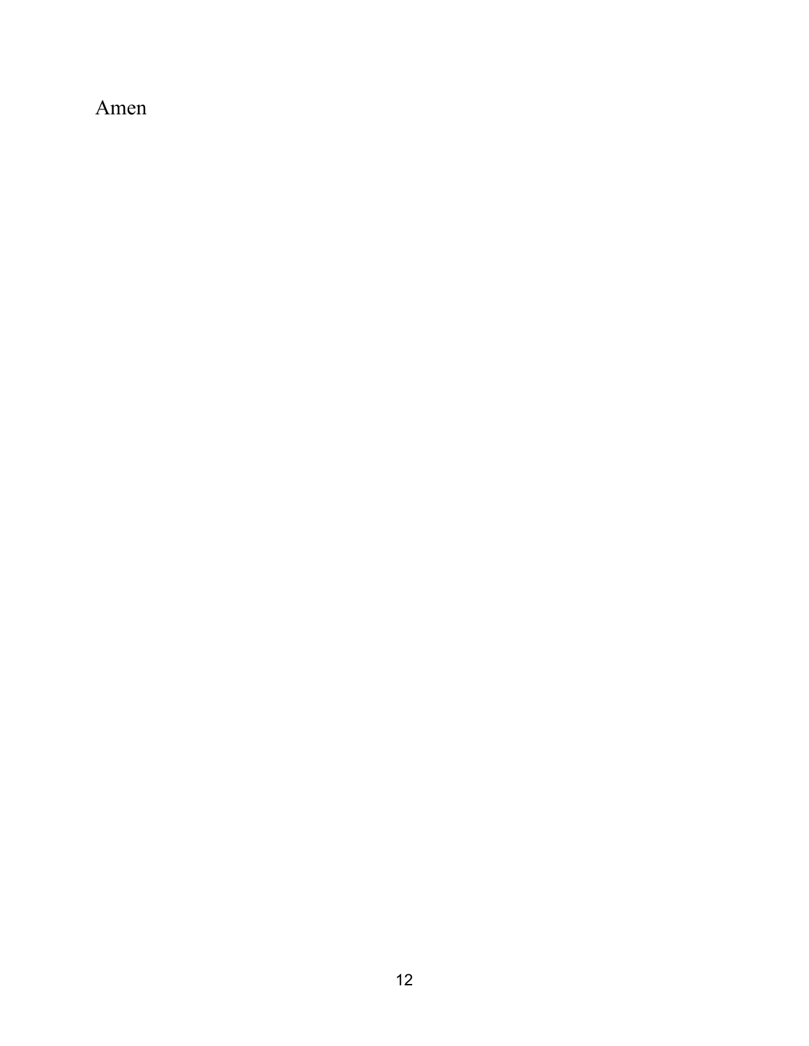Amen